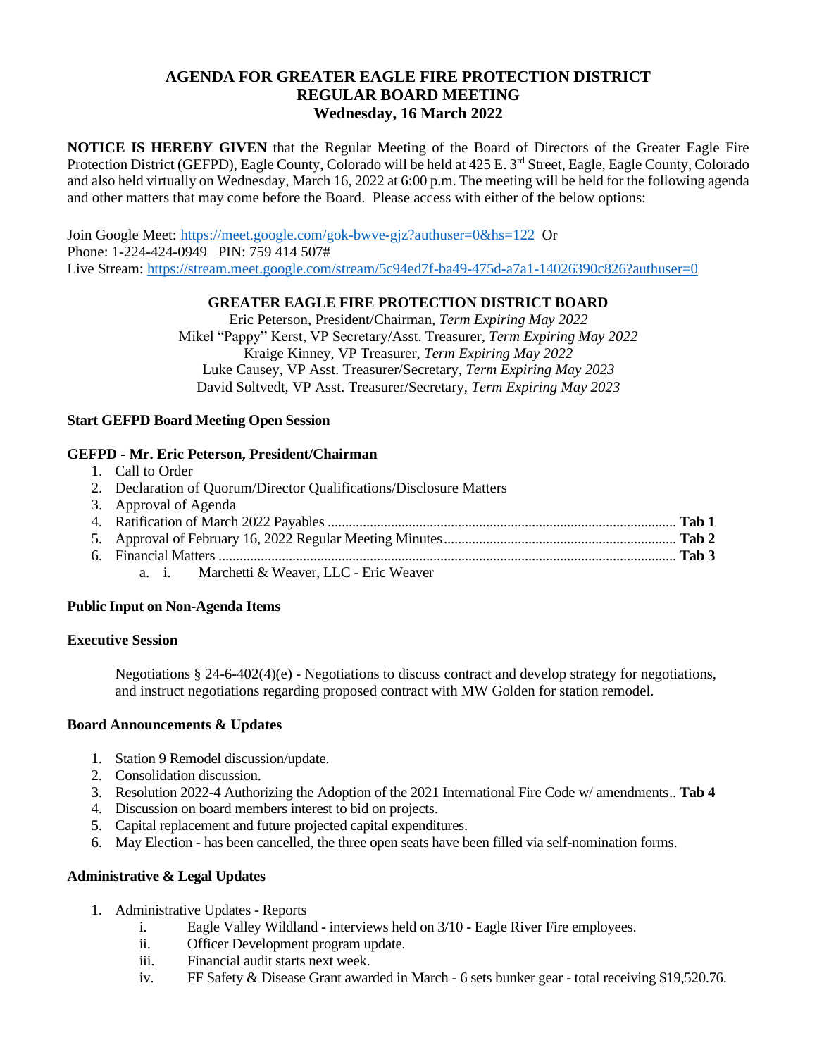# AGENDA FOR GREATER EAGLE FIRE PROTECTION DISTRICT
## REGULAR BOARD MEETING
### Wednesday, 16 March 2022

**NOTICE IS HEREBY GIVEN** that the Regular Meeting of the Board of Directors of the Greater Eagle Fire Protection District (GEFPD), Eagle County, Colorado will be held at 425 E. 3rd Street, Eagle, Eagle County, Colorado and also held virtually on Wednesday, March 16, 2022 at 6:00 p.m. The meeting will be held for the following agenda and other matters that may come before the Board. Please access with either of the below options:

Join Google Meet: https://meet.google.com/gok-bwve-gjz?authuser=0&hs=122 Or
Phone: 1-224-424-0949 PIN: 759 414 507#
Live Stream: https://stream.meet.google.com/stream/5c94ed7f-ba49-475d-a7a1-14026390c826?authuser=0

**GREATER EAGLE FIRE PROTECTION DISTRICT BOARD**

Eric Peterson, President/Chairman, *Term Expiring May 2022*
Mikel "Pappy" Kerst, VP Secretary/Asst. Treasurer, *Term Expiring May 2022*
Kraige Kinney, VP Treasurer, *Term Expiring May 2022*
Luke Causey, VP Asst. Treasurer/Secretary, *Term Expiring May 2023*
David Soltvedt, VP Asst. Treasurer/Secretary, *Term Expiring May 2023*

**Start GEFPD Board Meeting Open Session**

**GEFPD - Mr. Eric Peterson, President/Chairman**

1. Call to Order
2. Declaration of Quorum/Director Qualifications/Disclosure Matters
3. Approval of Agenda
4. Ratification of March 2022 Payables ............ **Tab 1**
5. Approval of February 16, 2022 Regular Meeting Minutes ............ **Tab 2**
6. Financial Matters ............ **Tab 3**
   a. i. Marchetti & Weaver, LLC - Eric Weaver

**Public Input on Non-Agenda Items**

**Executive Session**

Negotiations § 24-6-402(4)(e) - Negotiations to discuss contract and develop strategy for negotiations, and instruct negotiations regarding proposed contract with MW Golden for station remodel.

**Board Announcements & Updates**

1. Station 9 Remodel discussion/update.
2. Consolidation discussion.
3. Resolution 2022-4 Authorizing the Adoption of the 2021 International Fire Code w/ amendments.. **Tab 4**
4. Discussion on board members interest to bid on projects.
5. Capital replacement and future projected capital expenditures.
6. May Election - has been cancelled, the three open seats have been filled via self-nomination forms.

**Administrative & Legal Updates**

1. Administrative Updates - Reports
   i. Eagle Valley Wildland - interviews held on 3/10 - Eagle River Fire employees.
   ii. Officer Development program update.
   iii. Financial audit starts next week.
   iv. FF Safety & Disease Grant awarded in March - 6 sets bunker gear - total receiving $19,520.76.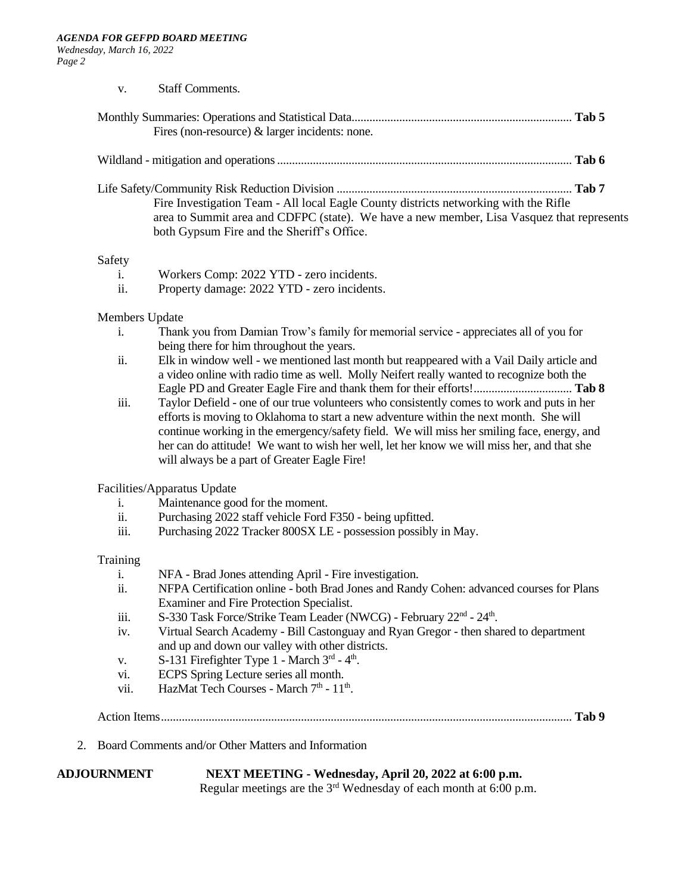v. Staff Comments.

Monthly Summaries: Operations and Statistical Data.......................................................................... **Tab 5**

Fires (non-resource) & larger incidents: none.

Wildland - mitigation and operations ................................................................................................. **Tab 6**

Life Safety/Community Risk Reduction Division .............................................................................. **Tab 7**

Fire Investigation Team - All local Eagle County districts networking with the Rifle area to Summit area and CDFPC (state). We have a new member, Lisa Vasquez that represents both Gypsum Fire and the Sheriff's Office.

Safety

i. Workers Comp: 2022 YTD - zero incidents.
ii. Property damage: 2022 YTD - zero incidents.

Members Update

i. Thank you from Damian Trow's family for memorial service - appreciates all of you for being there for him throughout the years.
ii. Elk in window well - we mentioned last month but reappeared with a Vail Daily article and a video online with radio time as well. Molly Neifert really wanted to recognize both the Eagle PD and Greater Eagle Fire and thank them for their efforts!................................ **Tab 8**
iii. Taylor Defield - one of our true volunteers who consistently comes to work and puts in her efforts is moving to Oklahoma to start a new adventure within the next month. She will continue working in the emergency/safety field. We will miss her smiling face, energy, and her can do attitude! We want to wish her well, let her know we will miss her, and that she will always be a part of Greater Eagle Fire!

Facilities/Apparatus Update

i. Maintenance good for the moment.
ii. Purchasing 2022 staff vehicle Ford F350 - being upfitted.
iii. Purchasing 2022 Tracker 800SX LE - possession possibly in May.

Training

i. NFA - Brad Jones attending April - Fire investigation.
ii. NFPA Certification online - both Brad Jones and Randy Cohen: advanced courses for Plans Examiner and Fire Protection Specialist.
iii. S-330 Task Force/Strike Team Leader (NWCG) - February 22nd - 24th.
iv. Virtual Search Academy - Bill Castonguay and Ryan Gregor - then shared to department and up and down our valley with other districts.
v. S-131 Firefighter Type 1 - March 3rd - 4th.
vi. ECPS Spring Lecture series all month.
vii. HazMat Tech Courses - March 7th - 11th.

Action Items........................................................................................................................................ **Tab 9**

2. Board Comments and/or Other Matters and Information

**ADJOURNMENT** **NEXT MEETING - Wednesday, April 20, 2022 at 6:00 p.m.**

Regular meetings are the 3rd Wednesday of each month at 6:00 p.m.